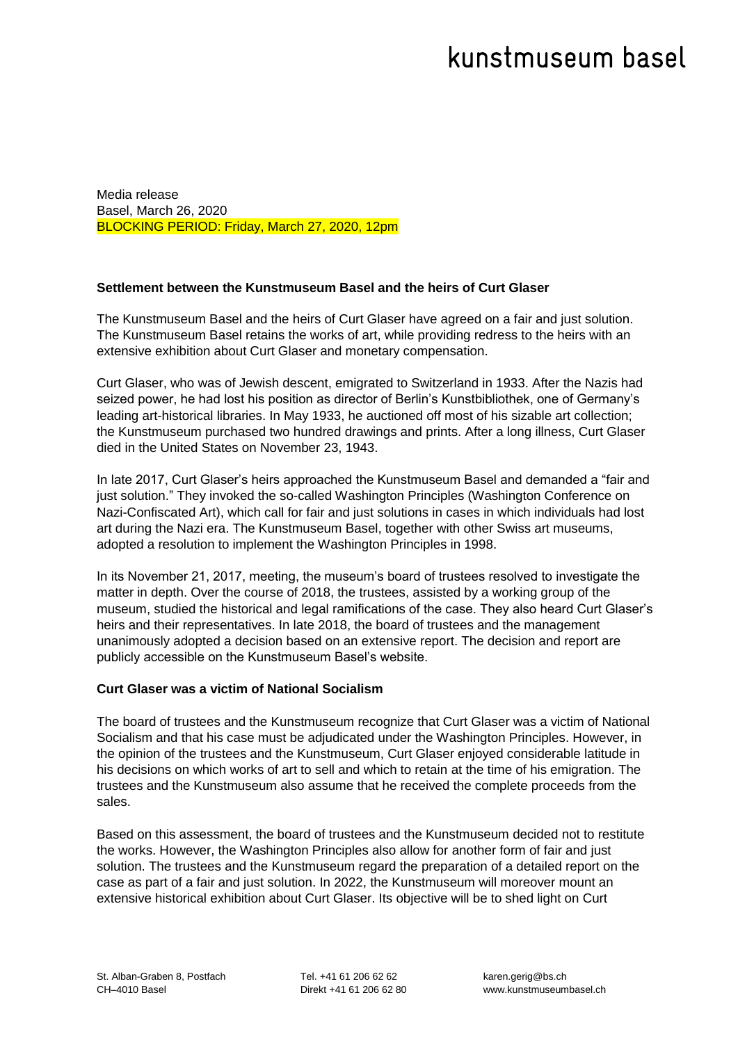# kunstmuseum basel

Media release
Basel, March 26, 2020
BLOCKING PERIOD: Friday, March 27, 2020, 12pm

**Settlement between the Kunstmuseum Basel and the heirs of Curt Glaser**

The Kunstmuseum Basel and the heirs of Curt Glaser have agreed on a fair and just solution. The Kunstmuseum Basel retains the works of art, while providing redress to the heirs with an extensive exhibition about Curt Glaser and monetary compensation.

Curt Glaser, who was of Jewish descent, emigrated to Switzerland in 1933. After the Nazis had seized power, he had lost his position as director of Berlin's Kunstbibliothek, one of Germany's leading art-historical libraries. In May 1933, he auctioned off most of his sizable art collection; the Kunstmuseum purchased two hundred drawings and prints. After a long illness, Curt Glaser died in the United States on November 23, 1943.

In late 2017, Curt Glaser's heirs approached the Kunstmuseum Basel and demanded a "fair and just solution." They invoked the so-called Washington Principles (Washington Conference on Nazi-Confiscated Art), which call for fair and just solutions in cases in which individuals had lost art during the Nazi era. The Kunstmuseum Basel, together with other Swiss art museums, adopted a resolution to implement the Washington Principles in 1998.

In its November 21, 2017, meeting, the museum's board of trustees resolved to investigate the matter in depth. Over the course of 2018, the trustees, assisted by a working group of the museum, studied the historical and legal ramifications of the case. They also heard Curt Glaser's heirs and their representatives. In late 2018, the board of trustees and the management unanimously adopted a decision based on an extensive report. The decision and report are publicly accessible on the Kunstmuseum Basel's website.

**Curt Glaser was a victim of National Socialism**

The board of trustees and the Kunstmuseum recognize that Curt Glaser was a victim of National Socialism and that his case must be adjudicated under the Washington Principles. However, in the opinion of the trustees and the Kunstmuseum, Curt Glaser enjoyed considerable latitude in his decisions on which works of art to sell and which to retain at the time of his emigration. The trustees and the Kunstmuseum also assume that he received the complete proceeds from the sales.

Based on this assessment, the board of trustees and the Kunstmuseum decided not to restitute the works. However, the Washington Principles also allow for another form of fair and just solution. The trustees and the Kunstmuseum regard the preparation of a detailed report on the case as part of a fair and just solution. In 2022, the Kunstmuseum will moreover mount an extensive historical exhibition about Curt Glaser. Its objective will be to shed light on Curt

St. Alban-Graben 8, Postfach
CH–4010 Basel

Tel. +41 61 206 62 62
Direkt +41 61 206 62 80

karen.gerig@bs.ch
www.kunstmuseumbasel.ch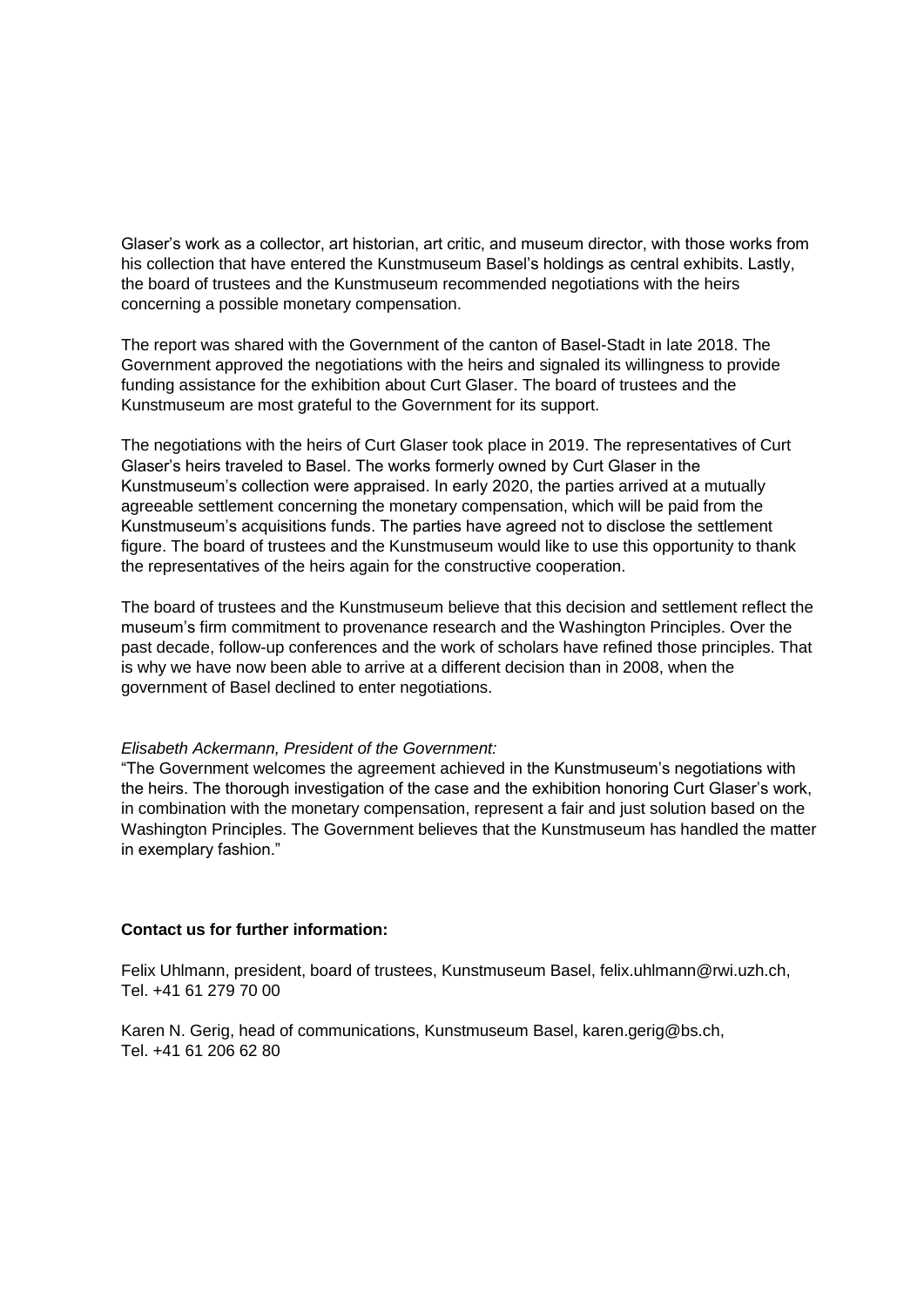Glaser's work as a collector, art historian, art critic, and museum director, with those works from his collection that have entered the Kunstmuseum Basel's holdings as central exhibits. Lastly, the board of trustees and the Kunstmuseum recommended negotiations with the heirs concerning a possible monetary compensation.

The report was shared with the Government of the canton of Basel-Stadt in late 2018. The Government approved the negotiations with the heirs and signaled its willingness to provide funding assistance for the exhibition about Curt Glaser. The board of trustees and the Kunstmuseum are most grateful to the Government for its support.

The negotiations with the heirs of Curt Glaser took place in 2019. The representatives of Curt Glaser's heirs traveled to Basel. The works formerly owned by Curt Glaser in the Kunstmuseum's collection were appraised. In early 2020, the parties arrived at a mutually agreeable settlement concerning the monetary compensation, which will be paid from the Kunstmuseum's acquisitions funds. The parties have agreed not to disclose the settlement figure. The board of trustees and the Kunstmuseum would like to use this opportunity to thank the representatives of the heirs again for the constructive cooperation.

The board of trustees and the Kunstmuseum believe that this decision and settlement reflect the museum's firm commitment to provenance research and the Washington Principles. Over the past decade, follow-up conferences and the work of scholars have refined those principles. That is why we have now been able to arrive at a different decision than in 2008, when the government of Basel declined to enter negotiations.

*Elisabeth Ackermann, President of the Government:*

"The Government welcomes the agreement achieved in the Kunstmuseum's negotiations with the heirs. The thorough investigation of the case and the exhibition honoring Curt Glaser's work, in combination with the monetary compensation, represent a fair and just solution based on the Washington Principles. The Government believes that the Kunstmuseum has handled the matter in exemplary fashion."

**Contact us for further information:**

Felix Uhlmann, president, board of trustees, Kunstmuseum Basel, felix.uhlmann@rwi.uzh.ch, Tel. +41 61 279 70 00

Karen N. Gerig, head of communications, Kunstmuseum Basel, karen.gerig@bs.ch, Tel. +41 61 206 62 80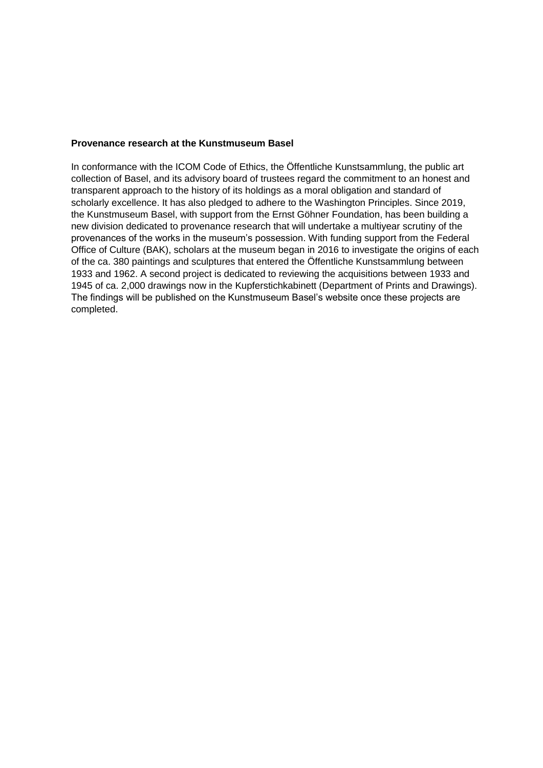**Provenance research at the Kunstmuseum Basel**

In conformance with the ICOM Code of Ethics, the Öffentliche Kunstsammlung, the public art collection of Basel, and its advisory board of trustees regard the commitment to an honest and transparent approach to the history of its holdings as a moral obligation and standard of scholarly excellence. It has also pledged to adhere to the Washington Principles. Since 2019, the Kunstmuseum Basel, with support from the Ernst Göhner Foundation, has been building a new division dedicated to provenance research that will undertake a multiyear scrutiny of the provenances of the works in the museum's possession. With funding support from the Federal Office of Culture (BAK), scholars at the museum began in 2016 to investigate the origins of each of the ca. 380 paintings and sculptures that entered the Öffentliche Kunstsammlung between 1933 and 1962. A second project is dedicated to reviewing the acquisitions between 1933 and 1945 of ca. 2,000 drawings now in the Kupferstichkabinett (Department of Prints and Drawings). The findings will be published on the Kunstmuseum Basel's website once these projects are completed.